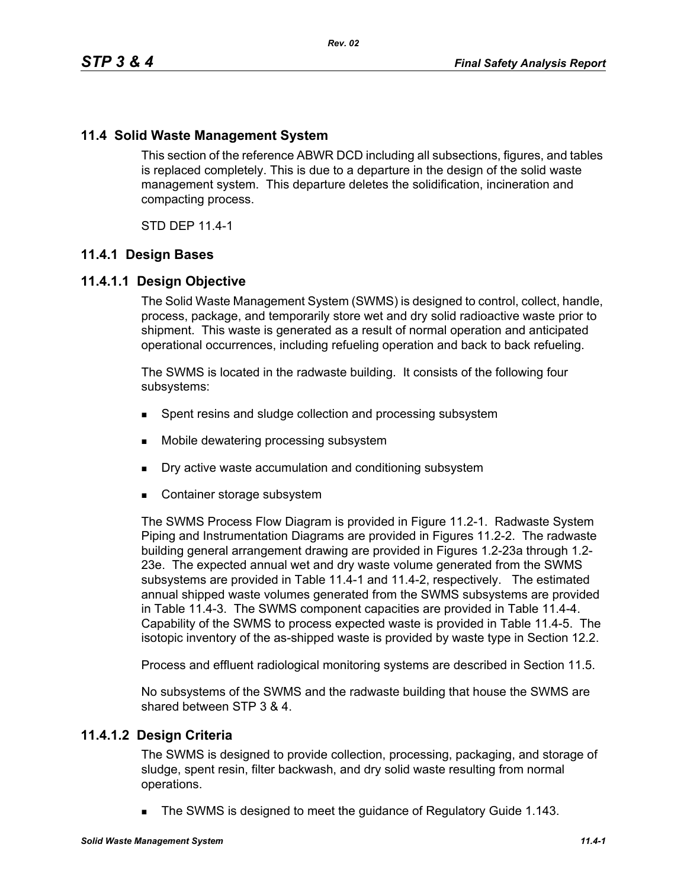## 11.4 Solid Waste Management System

This section of the reference ABWR DCD including all subsections, figures, and tables is replaced completely. This is due to a departure in the design of the solid waste management system. This departure deletes the solidification, incineration and compacting process.

STD DEP 11.4-1

### 11.4.1 Design Bases

#### 11.4.1.1 Design Objective

The Solid Waste Management System (SWMS) is designed to control, collect, handle, process, package, and temporarily store wet and dry solid radioactive waste prior to shipment. This waste is generated as a result of normal operation and anticipated operational occurrences, including refueling operation and back to back refueling.

The SWMS is located in the radwaste building. It consists of the following four subsystems:

- Spent resins and sludge collection and processing subsystem
- Mobile dewatering processing subsystem
- Dry active waste accumulation and conditioning subsystem
- Container storage subsystem

The SWMS Process Flow Diagram is provided in Figure 11.2-1. Radwaste System Piping and Instrumentation Diagrams are provided in Figures 11.2-2. The radwaste building general arrangement drawing are provided in Figures 1.2-23a through 1.2-23e. The expected annual wet and dry waste volume generated from the SWMS subsystems are provided in Table 11.4-1 and 11.4-2, respectively. The estimated annual shipped waste volumes generated from the SWMS subsystems are provided in Table 11.4-3. The SWMS component capacities are provided in Table 11.4-4. Capability of the SWMS to process expected waste is provided in Table 11.4-5. The isotopic inventory of the as-shipped waste is provided by waste type in Section 12.2.

Process and effluent radiological monitoring systems are described in Section 11.5.

No subsystems of the SWMS and the radwaste building that house the SWMS are shared between STP 3 & 4.

#### 11.4.1.2 Design Criteria

The SWMS is designed to provide collection, processing, packaging, and storage of sludge, spent resin, filter backwash, and dry solid waste resulting from normal operations.

- The SWMS is designed to meet the guidance of Regulatory Guide 1.143.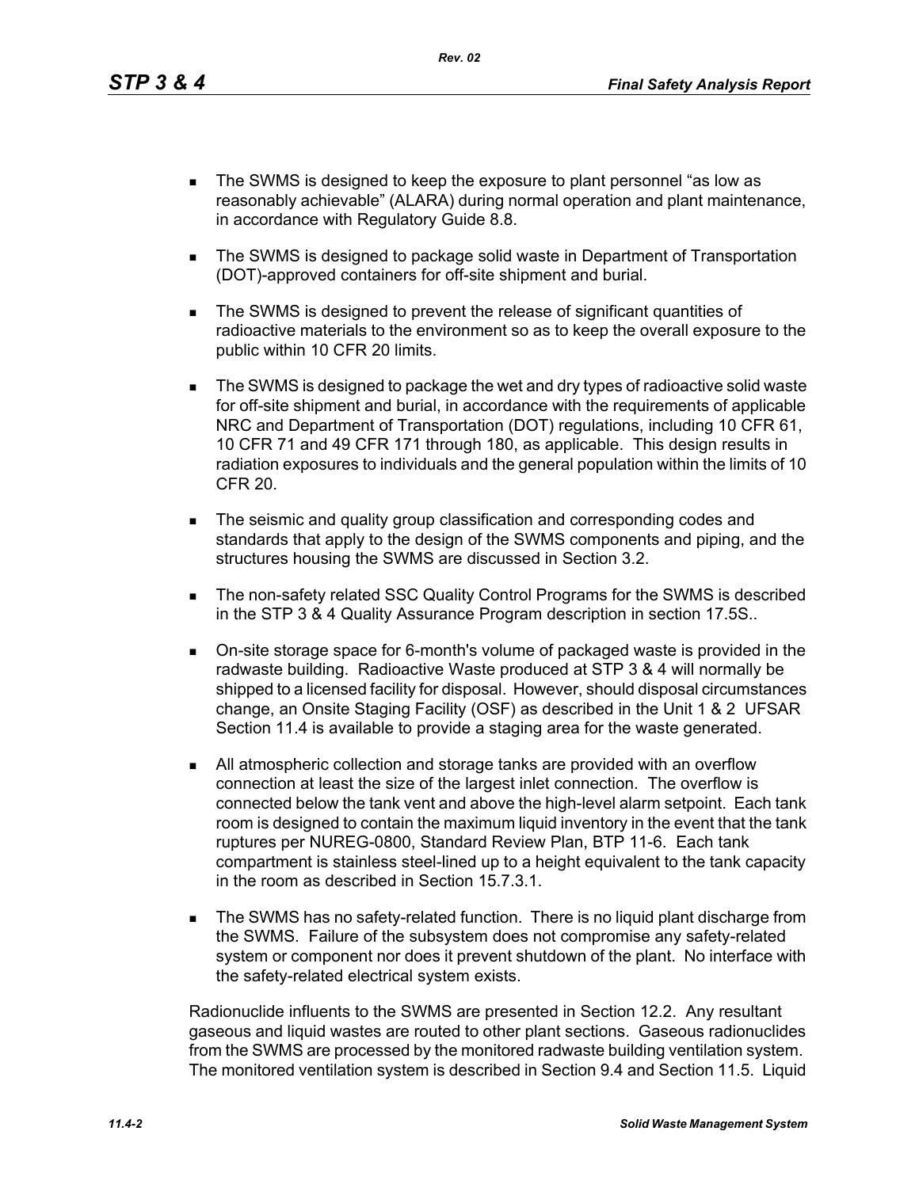- The SWMS is designed to keep the exposure to plant personnel "as low as reasonably achievable" (ALARA) during normal operation and plant maintenance, in accordance with Regulatory Guide 8.8.

- The SWMS is designed to package solid waste in Department of Transportation (DOT)-approved containers for off-site shipment and burial.

- The SWMS is designed to prevent the release of significant quantities of radioactive materials to the environment so as to keep the overall exposure to the public within 10 CFR 20 limits.

- The SWMS is designed to package the wet and dry types of radioactive solid waste for off-site shipment and burial, in accordance with the requirements of applicable NRC and Department of Transportation (DOT) regulations, including 10 CFR 61, 10 CFR 71 and 49 CFR 171 through 180, as applicable. This design results in radiation exposures to individuals and the general population within the limits of 10 CFR 20.

- The seismic and quality group classification and corresponding codes and standards that apply to the design of the SWMS components and piping, and the structures housing the SWMS are discussed in Section 3.2.

- The non-safety related SSC Quality Control Programs for the SWMS is described in the STP 3 & 4 Quality Assurance Program description in section 17.5S..

- On-site storage space for 6-month's volume of packaged waste is provided in the radwaste building. Radioactive Waste produced at STP 3 & 4 will normally be shipped to a licensed facility for disposal. However, should disposal circumstances change, an Onsite Staging Facility (OSF) as described in the Unit 1 & 2 UFSAR Section 11.4 is available to provide a staging area for the waste generated.

- All atmospheric collection and storage tanks are provided with an overflow connection at least the size of the largest inlet connection. The overflow is connected below the tank vent and above the high-level alarm setpoint. Each tank room is designed to contain the maximum liquid inventory in the event that the tank ruptures per NUREG-0800, Standard Review Plan, BTP 11-6. Each tank compartment is stainless steel-lined up to a height equivalent to the tank capacity in the room as described in Section 15.7.3.1.

- The SWMS has no safety-related function. There is no liquid plant discharge from the SWMS. Failure of the subsystem does not compromise any safety-related system or component nor does it prevent shutdown of the plant. No interface with the safety-related electrical system exists.

Radionuclide influents to the SWMS are presented in Section 12.2. Any resultant gaseous and liquid wastes are routed to other plant sections. Gaseous radionuclides from the SWMS are processed by the monitored radwaste building ventilation system. The monitored ventilation system is described in Section 9.4 and Section 11.5. Liquid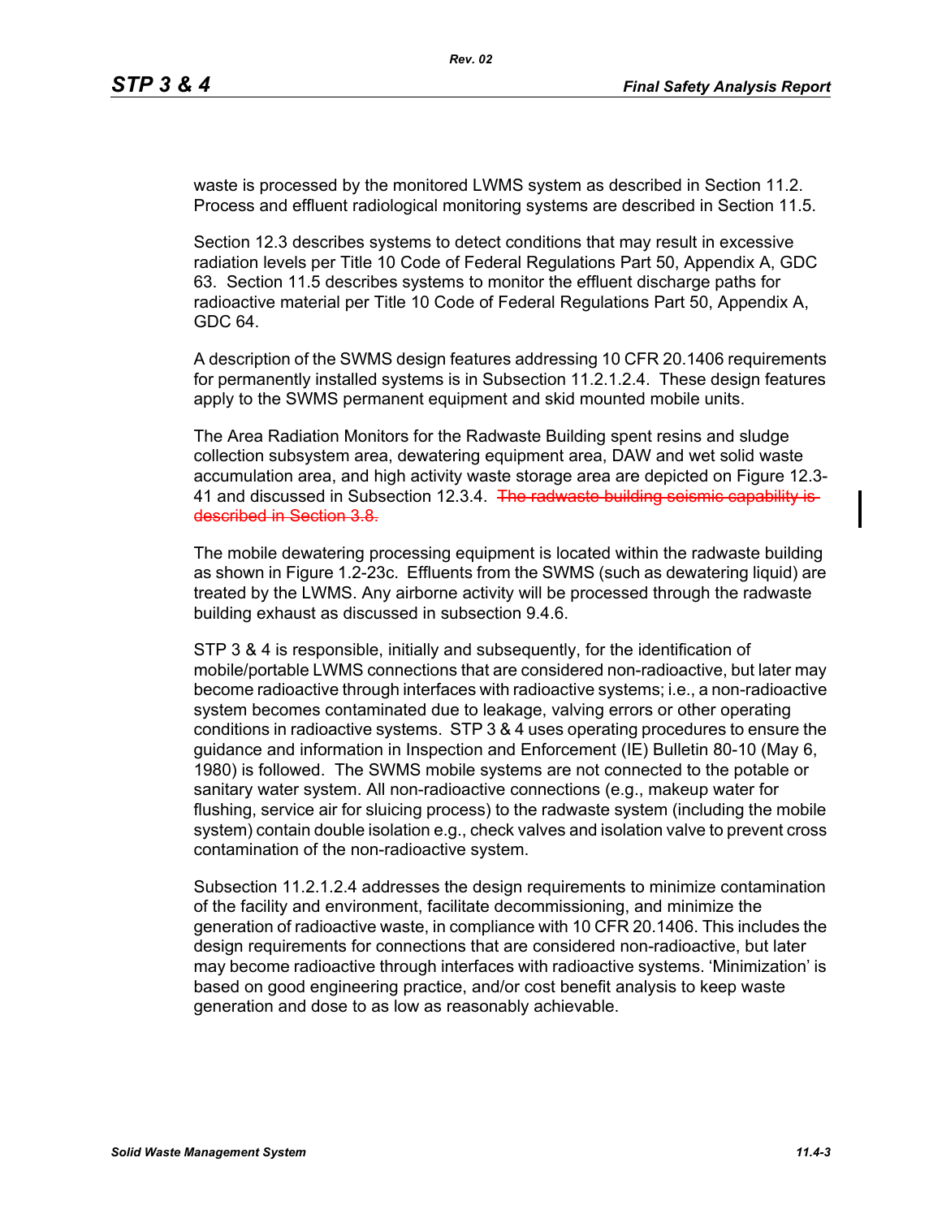waste is processed by the monitored LWMS system as described in Section 11.2. Process and effluent radiological monitoring systems are described in Section 11.5.

Section 12.3 describes systems to detect conditions that may result in excessive radiation levels per Title 10 Code of Federal Regulations Part 50, Appendix A, GDC 63. Section 11.5 describes systems to monitor the effluent discharge paths for radioactive material per Title 10 Code of Federal Regulations Part 50, Appendix A, GDC 64.

A description of the SWMS design features addressing 10 CFR 20.1406 requirements for permanently installed systems is in Subsection 11.2.1.2.4. These design features apply to the SWMS permanent equipment and skid mounted mobile units.

The Area Radiation Monitors for the Radwaste Building spent resins and sludge collection subsystem area, dewatering equipment area, DAW and wet solid waste accumulation area, and high activity waste storage area are depicted on Figure 12.3-41 and discussed in Subsection 12.3.4. ~~The radwaste building seismic capability is described in Section 3.8.~~

The mobile dewatering processing equipment is located within the radwaste building as shown in Figure 1.2-23c. Effluents from the SWMS (such as dewatering liquid) are treated by the LWMS. Any airborne activity will be processed through the radwaste building exhaust as discussed in subsection 9.4.6.

STP 3 & 4 is responsible, initially and subsequently, for the identification of mobile/portable LWMS connections that are considered non-radioactive, but later may become radioactive through interfaces with radioactive systems; i.e., a non-radioactive system becomes contaminated due to leakage, valving errors or other operating conditions in radioactive systems. STP 3 & 4 uses operating procedures to ensure the guidance and information in Inspection and Enforcement (IE) Bulletin 80-10 (May 6, 1980) is followed. The SWMS mobile systems are not connected to the potable or sanitary water system. All non-radioactive connections (e.g., makeup water for flushing, service air for sluicing process) to the radwaste system (including the mobile system) contain double isolation e.g., check valves and isolation valve to prevent cross contamination of the non-radioactive system.

Subsection 11.2.1.2.4 addresses the design requirements to minimize contamination of the facility and environment, facilitate decommissioning, and minimize the generation of radioactive waste, in compliance with 10 CFR 20.1406. This includes the design requirements for connections that are considered non-radioactive, but later may become radioactive through interfaces with radioactive systems. 'Minimization' is based on good engineering practice, and/or cost benefit analysis to keep waste generation and dose to as low as reasonably achievable.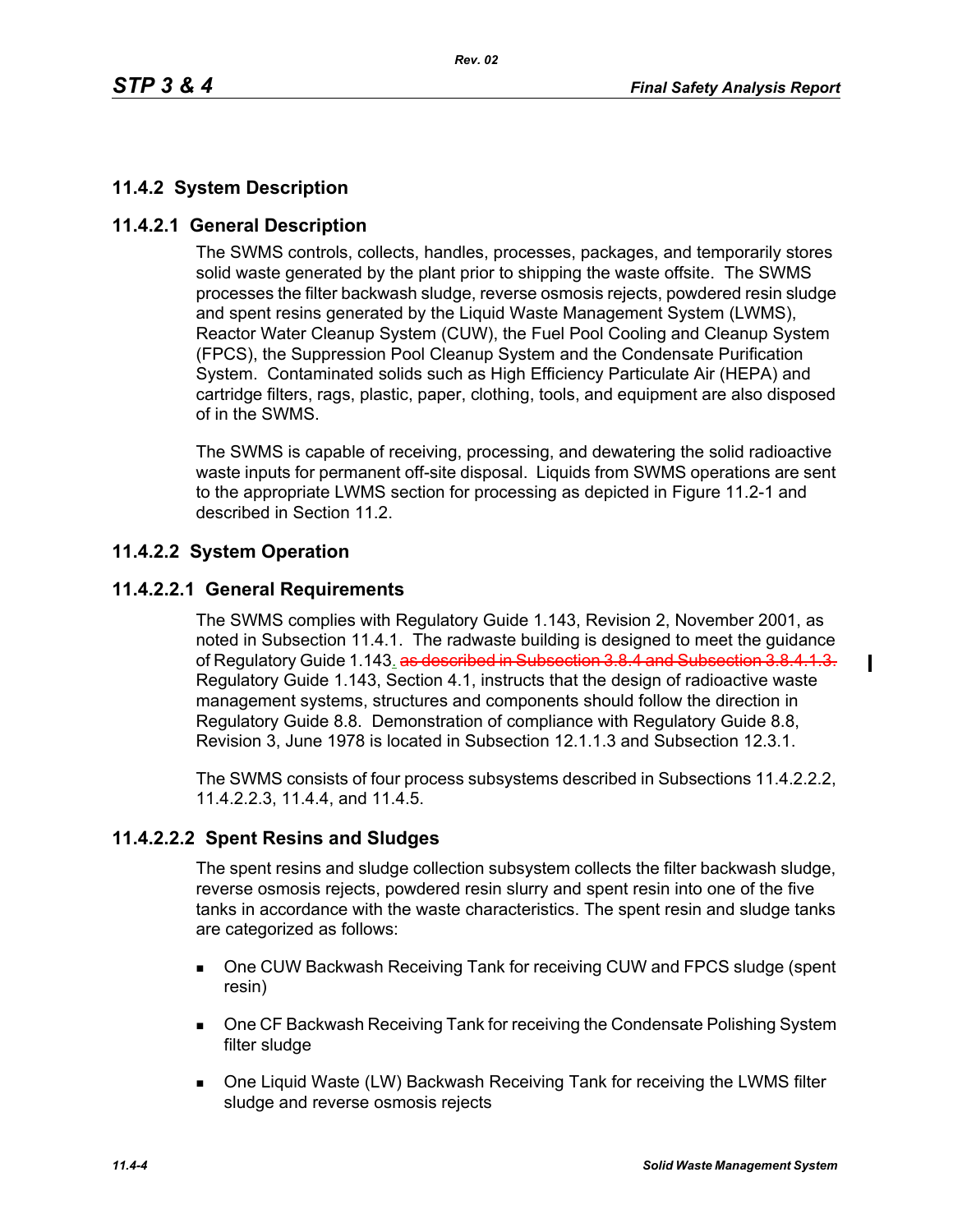## 11.4.2 System Description

### 11.4.2.1 General Description

The SWMS controls, collects, handles, processes, packages, and temporarily stores solid waste generated by the plant prior to shipping the waste offsite. The SWMS processes the filter backwash sludge, reverse osmosis rejects, powdered resin sludge and spent resins generated by the Liquid Waste Management System (LWMS), Reactor Water Cleanup System (CUW), the Fuel Pool Cooling and Cleanup System (FPCS), the Suppression Pool Cleanup System and the Condensate Purification System. Contaminated solids such as High Efficiency Particulate Air (HEPA) and cartridge filters, rags, plastic, paper, clothing, tools, and equipment are also disposed of in the SWMS.

The SWMS is capable of receiving, processing, and dewatering the solid radioactive waste inputs for permanent off-site disposal. Liquids from SWMS operations are sent to the appropriate LWMS section for processing as depicted in Figure 11.2-1 and described in Section 11.2.

### 11.4.2.2 System Operation

#### 11.4.2.2.1 General Requirements

The SWMS complies with Regulatory Guide 1.143, Revision 2, November 2001, as noted in Subsection 11.4.1. The radwaste building is designed to meet the guidance of Regulatory Guide 1.143. ~~as described in Subsection 3.8.4 and Subsection 3.8.4.1.3.~~ Regulatory Guide 1.143, Section 4.1, instructs that the design of radioactive waste management systems, structures and components should follow the direction in Regulatory Guide 8.8. Demonstration of compliance with Regulatory Guide 8.8, Revision 3, June 1978 is located in Subsection 12.1.1.3 and Subsection 12.3.1.

The SWMS consists of four process subsystems described in Subsections 11.4.2.2.2, 11.4.2.2.3, 11.4.4, and 11.4.5.

#### 11.4.2.2.2 Spent Resins and Sludges

The spent resins and sludge collection subsystem collects the filter backwash sludge, reverse osmosis rejects, powdered resin slurry and spent resin into one of the five tanks in accordance with the waste characteristics. The spent resin and sludge tanks are categorized as follows:

- One CUW Backwash Receiving Tank for receiving CUW and FPCS sludge (spent resin)
- One CF Backwash Receiving Tank for receiving the Condensate Polishing System filter sludge
- One Liquid Waste (LW) Backwash Receiving Tank for receiving the LWMS filter sludge and reverse osmosis rejects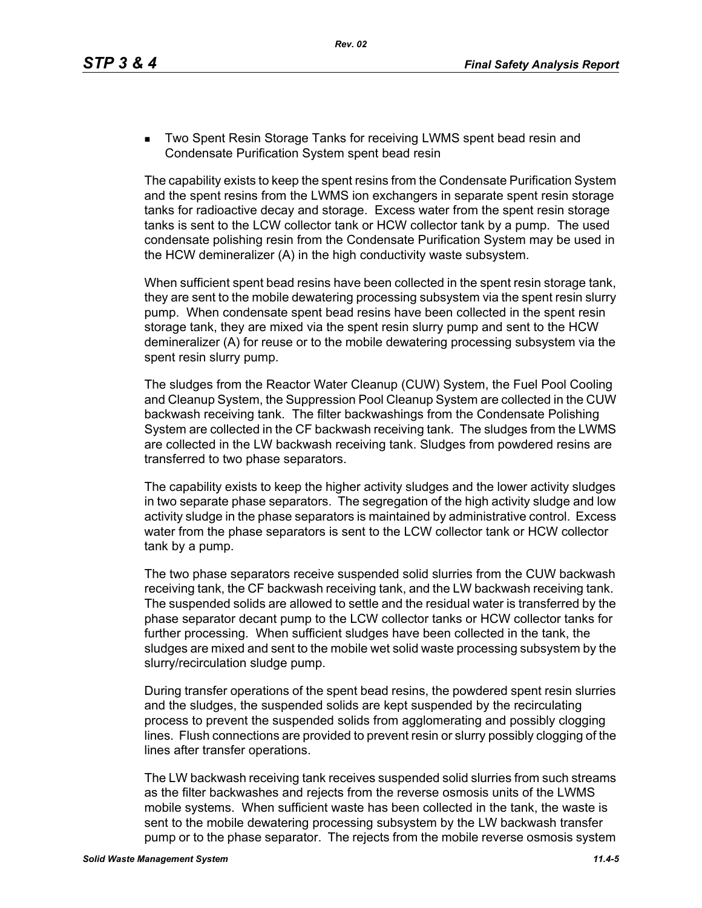- Two Spent Resin Storage Tanks for receiving LWMS spent bead resin and Condensate Purification System spent bead resin

The capability exists to keep the spent resins from the Condensate Purification System and the spent resins from the LWMS ion exchangers in separate spent resin storage tanks for radioactive decay and storage. Excess water from the spent resin storage tanks is sent to the LCW collector tank or HCW collector tank by a pump. The used condensate polishing resin from the Condensate Purification System may be used in the HCW demineralizer (A) in the high conductivity waste subsystem.

When sufficient spent bead resins have been collected in the spent resin storage tank, they are sent to the mobile dewatering processing subsystem via the spent resin slurry pump. When condensate spent bead resins have been collected in the spent resin storage tank, they are mixed via the spent resin slurry pump and sent to the HCW demineralizer (A) for reuse or to the mobile dewatering processing subsystem via the spent resin slurry pump.

The sludges from the Reactor Water Cleanup (CUW) System, the Fuel Pool Cooling and Cleanup System, the Suppression Pool Cleanup System are collected in the CUW backwash receiving tank. The filter backwashings from the Condensate Polishing System are collected in the CF backwash receiving tank. The sludges from the LWMS are collected in the LW backwash receiving tank. Sludges from powdered resins are transferred to two phase separators.

The capability exists to keep the higher activity sludges and the lower activity sludges in two separate phase separators. The segregation of the high activity sludge and low activity sludge in the phase separators is maintained by administrative control. Excess water from the phase separators is sent to the LCW collector tank or HCW collector tank by a pump.

The two phase separators receive suspended solid slurries from the CUW backwash receiving tank, the CF backwash receiving tank, and the LW backwash receiving tank. The suspended solids are allowed to settle and the residual water is transferred by the phase separator decant pump to the LCW collector tanks or HCW collector tanks for further processing. When sufficient sludges have been collected in the tank, the sludges are mixed and sent to the mobile wet solid waste processing subsystem by the slurry/recirculation sludge pump.

During transfer operations of the spent bead resins, the powdered spent resin slurries and the sludges, the suspended solids are kept suspended by the recirculating process to prevent the suspended solids from agglomerating and possibly clogging lines. Flush connections are provided to prevent resin or slurry possibly clogging of the lines after transfer operations.

The LW backwash receiving tank receives suspended solid slurries from such streams as the filter backwashes and rejects from the reverse osmosis units of the LWMS mobile systems. When sufficient waste has been collected in the tank, the waste is sent to the mobile dewatering processing subsystem by the LW backwash transfer pump or to the phase separator. The rejects from the mobile reverse osmosis system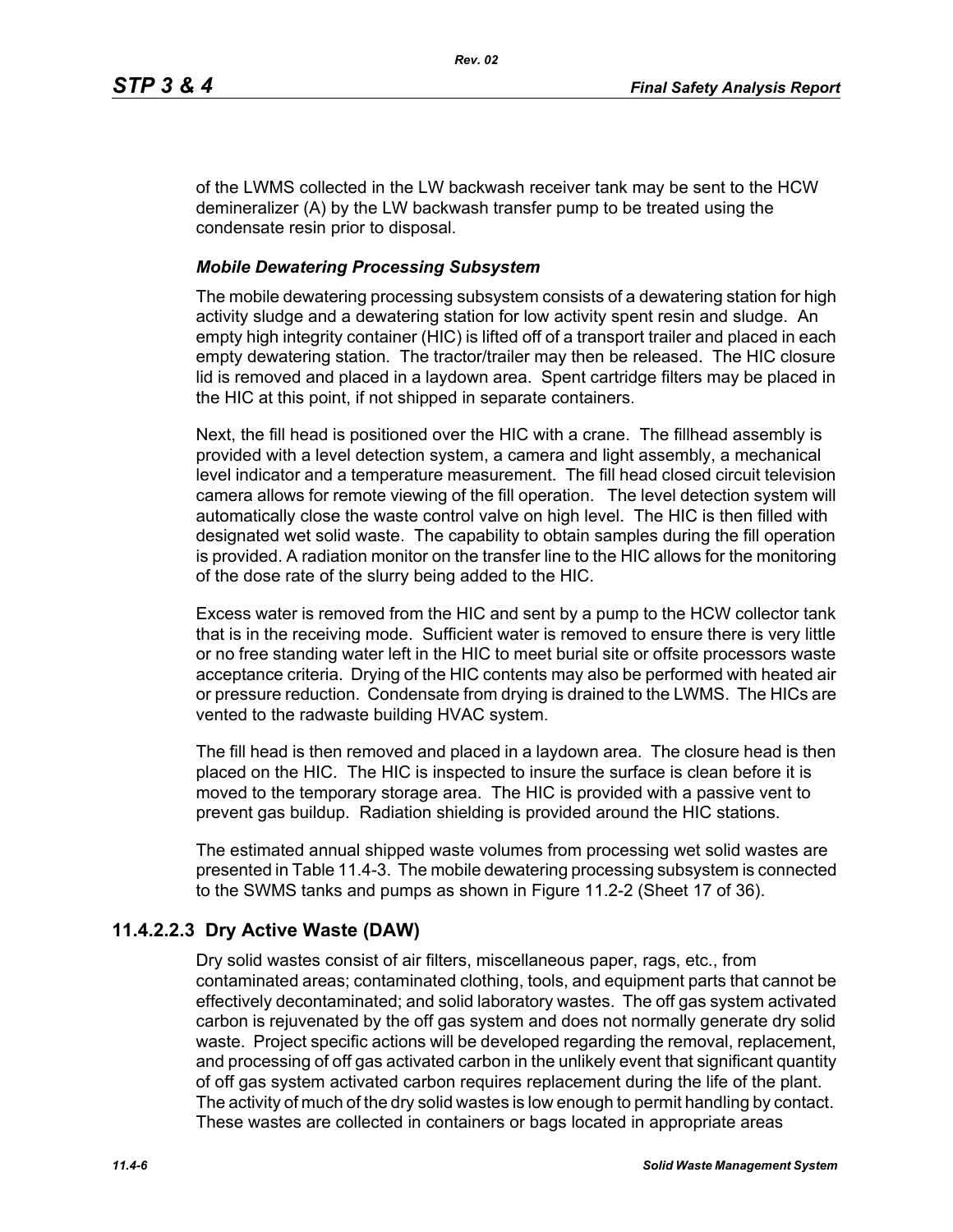of the LWMS collected in the LW backwash receiver tank may be sent to the HCW demineralizer (A) by the LW backwash transfer pump to be treated using the condensate resin prior to disposal.

***Mobile Dewatering Processing Subsystem***

The mobile dewatering processing subsystem consists of a dewatering station for high activity sludge and a dewatering station for low activity spent resin and sludge. An empty high integrity container (HIC) is lifted off of a transport trailer and placed in each empty dewatering station. The tractor/trailer may then be released. The HIC closure lid is removed and placed in a laydown area. Spent cartridge filters may be placed in the HIC at this point, if not shipped in separate containers.

Next, the fill head is positioned over the HIC with a crane. The fillhead assembly is provided with a level detection system, a camera and light assembly, a mechanical level indicator and a temperature measurement. The fill head closed circuit television camera allows for remote viewing of the fill operation. The level detection system will automatically close the waste control valve on high level. The HIC is then filled with designated wet solid waste. The capability to obtain samples during the fill operation is provided. A radiation monitor on the transfer line to the HIC allows for the monitoring of the dose rate of the slurry being added to the HIC.

Excess water is removed from the HIC and sent by a pump to the HCW collector tank that is in the receiving mode. Sufficient water is removed to ensure there is very little or no free standing water left in the HIC to meet burial site or offsite processors waste acceptance criteria. Drying of the HIC contents may also be performed with heated air or pressure reduction. Condensate from drying is drained to the LWMS. The HICs are vented to the radwaste building HVAC system.

The fill head is then removed and placed in a laydown area. The closure head is then placed on the HIC. The HIC is inspected to insure the surface is clean before it is moved to the temporary storage area. The HIC is provided with a passive vent to prevent gas buildup. Radiation shielding is provided around the HIC stations.

The estimated annual shipped waste volumes from processing wet solid wastes are presented in Table 11.4-3. The mobile dewatering processing subsystem is connected to the SWMS tanks and pumps as shown in Figure 11.2-2 (Sheet 17 of 36).

## 11.4.2.2.3 Dry Active Waste (DAW)

Dry solid wastes consist of air filters, miscellaneous paper, rags, etc., from contaminated areas; contaminated clothing, tools, and equipment parts that cannot be effectively decontaminated; and solid laboratory wastes. The off gas system activated carbon is rejuvenated by the off gas system and does not normally generate dry solid waste. Project specific actions will be developed regarding the removal, replacement, and processing of off gas activated carbon in the unlikely event that significant quantity of off gas system activated carbon requires replacement during the life of the plant. The activity of much of the dry solid wastes is low enough to permit handling by contact. These wastes are collected in containers or bags located in appropriate areas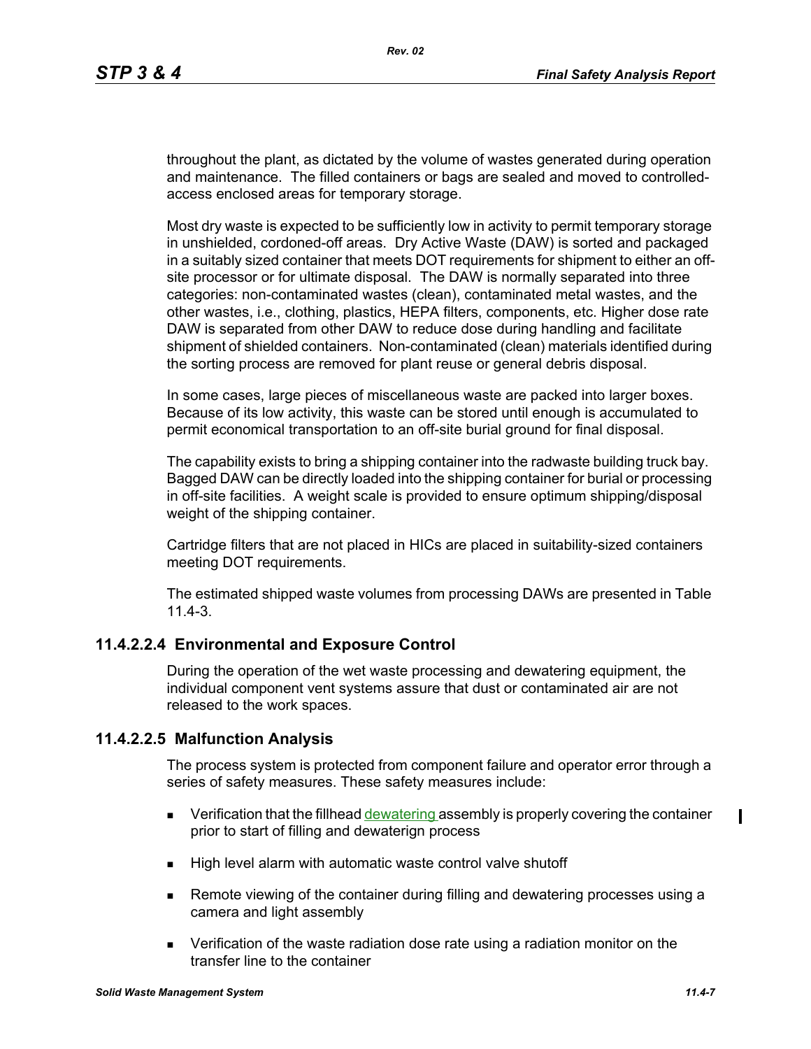throughout the plant, as dictated by the volume of wastes generated during operation and maintenance. The filled containers or bags are sealed and moved to controlled-access enclosed areas for temporary storage.

Most dry waste is expected to be sufficiently low in activity to permit temporary storage in unshielded, cordoned-off areas. Dry Active Waste (DAW) is sorted and packaged in a suitably sized container that meets DOT requirements for shipment to either an off-site processor or for ultimate disposal. The DAW is normally separated into three categories: non-contaminated wastes (clean), contaminated metal wastes, and the other wastes, i.e., clothing, plastics, HEPA filters, components, etc. Higher dose rate DAW is separated from other DAW to reduce dose during handling and facilitate shipment of shielded containers. Non-contaminated (clean) materials identified during the sorting process are removed for plant reuse or general debris disposal.

In some cases, large pieces of miscellaneous waste are packed into larger boxes. Because of its low activity, this waste can be stored until enough is accumulated to permit economical transportation to an off-site burial ground for final disposal.

The capability exists to bring a shipping container into the radwaste building truck bay. Bagged DAW can be directly loaded into the shipping container for burial or processing in off-site facilities. A weight scale is provided to ensure optimum shipping/disposal weight of the shipping container.

Cartridge filters that are not placed in HICs are placed in suitability-sized containers meeting DOT requirements.

The estimated shipped waste volumes from processing DAWs are presented in Table 11.4-3.

### 11.4.2.2.4 Environmental and Exposure Control

During the operation of the wet waste processing and dewatering equipment, the individual component vent systems assure that dust or contaminated air are not released to the work spaces.

### 11.4.2.2.5 Malfunction Analysis

The process system is protected from component failure and operator error through a series of safety measures. These safety measures include:

- Verification that the fillhead dewatering assembly is properly covering the container prior to start of filling and dewaterign process
- High level alarm with automatic waste control valve shutoff
- Remote viewing of the container during filling and dewatering processes using a camera and light assembly
- Verification of the waste radiation dose rate using a radiation monitor on the transfer line to the container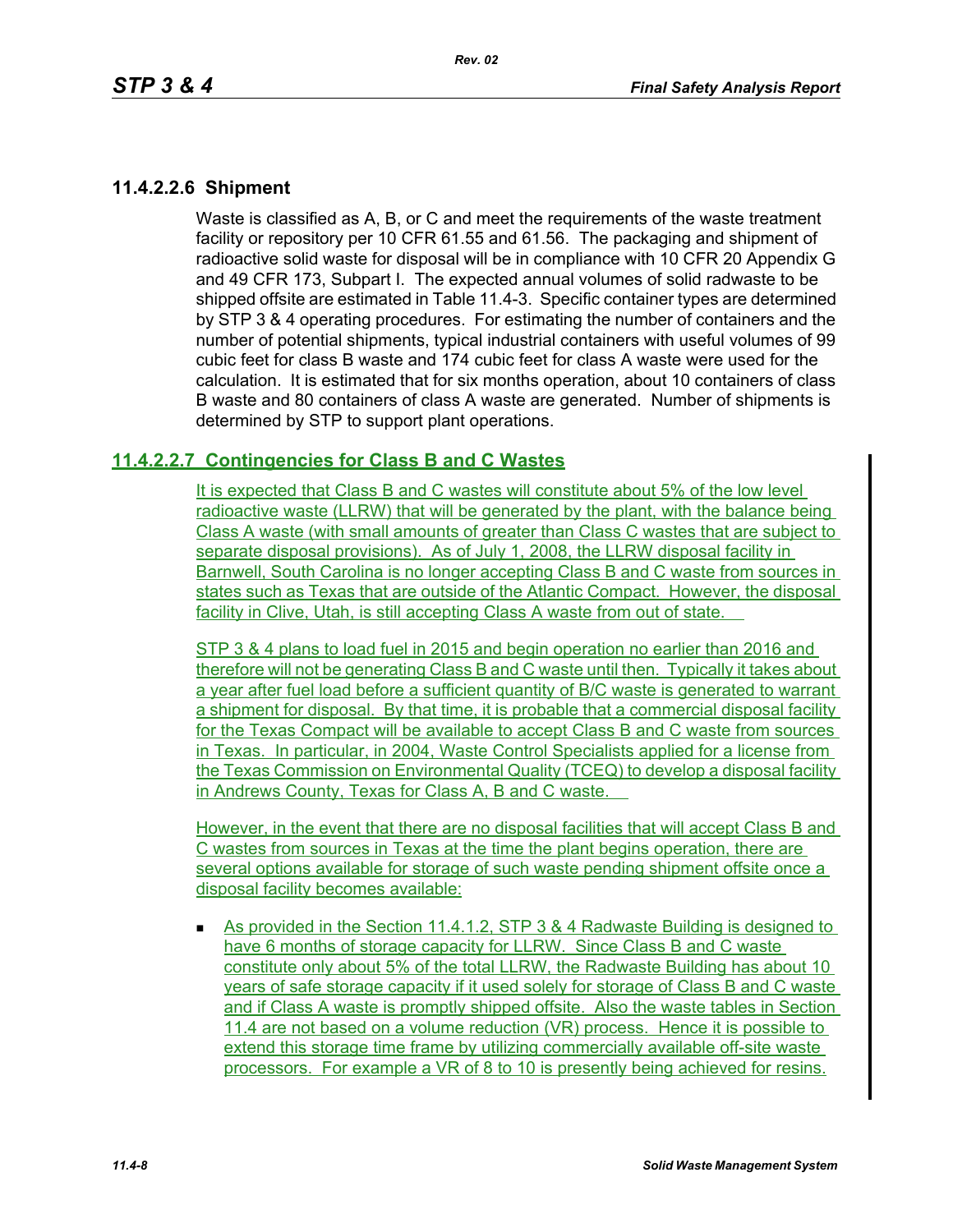### 11.4.2.2.6 Shipment

Waste is classified as A, B, or C and meet the requirements of the waste treatment facility or repository per 10 CFR 61.55 and 61.56. The packaging and shipment of radioactive solid waste for disposal will be in compliance with 10 CFR 20 Appendix G and 49 CFR 173, Subpart I. The expected annual volumes of solid radwaste to be shipped offsite are estimated in Table 11.4-3. Specific container types are determined by STP 3 & 4 operating procedures. For estimating the number of containers and the number of potential shipments, typical industrial containers with useful volumes of 99 cubic feet for class B waste and 174 cubic feet for class A waste were used for the calculation. It is estimated that for six months operation, about 10 containers of class B waste and 80 containers of class A waste are generated. Number of shipments is determined by STP to support plant operations.

### 11.4.2.2.7 Contingencies for Class B and C Wastes

It is expected that Class B and C wastes will constitute about 5% of the low level radioactive waste (LLRW) that will be generated by the plant, with the balance being Class A waste (with small amounts of greater than Class C wastes that are subject to separate disposal provisions). As of July 1, 2008, the LLRW disposal facility in Barnwell, South Carolina is no longer accepting Class B and C waste from sources in states such as Texas that are outside of the Atlantic Compact. However, the disposal facility in Clive, Utah, is still accepting Class A waste from out of state.

STP 3 & 4 plans to load fuel in 2015 and begin operation no earlier than 2016 and therefore will not be generating Class B and C waste until then. Typically it takes about a year after fuel load before a sufficient quantity of B/C waste is generated to warrant a shipment for disposal. By that time, it is probable that a commercial disposal facility for the Texas Compact will be available to accept Class B and C waste from sources in Texas. In particular, in 2004, Waste Control Specialists applied for a license from the Texas Commission on Environmental Quality (TCEQ) to develop a disposal facility in Andrews County, Texas for Class A, B and C waste.

However, in the event that there are no disposal facilities that will accept Class B and C wastes from sources in Texas at the time the plant begins operation, there are several options available for storage of such waste pending shipment offsite once a disposal facility becomes available:

- As provided in the Section 11.4.1.2, STP 3 & 4 Radwaste Building is designed to have 6 months of storage capacity for LLRW. Since Class B and C waste constitute only about 5% of the total LLRW, the Radwaste Building has about 10 years of safe storage capacity if it used solely for storage of Class B and C waste and if Class A waste is promptly shipped offsite. Also the waste tables in Section 11.4 are not based on a volume reduction (VR) process. Hence it is possible to extend this storage time frame by utilizing commercially available off-site waste processors. For example a VR of 8 to 10 is presently being achieved for resins.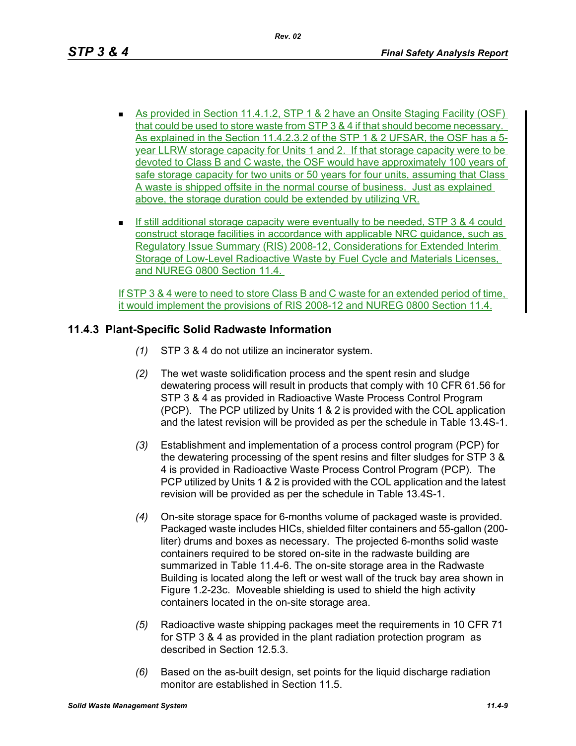- As provided in Section 11.4.1.2, STP 1 & 2 have an Onsite Staging Facility (OSF) that could be used to store waste from STP 3 & 4 if that should become necessary. As explained in the Section 11.4.2.3.2 of the STP 1 & 2 UFSAR, the OSF has a 5-year LLRW storage capacity for Units 1 and 2. If that storage capacity were to be devoted to Class B and C waste, the OSF would have approximately 100 years of safe storage capacity for two units or 50 years for four units, assuming that Class A waste is shipped offsite in the normal course of business. Just as explained above, the storage duration could be extended by utilizing VR.
- If still additional storage capacity were eventually to be needed, STP 3 & 4 could construct storage facilities in accordance with applicable NRC guidance, such as Regulatory Issue Summary (RIS) 2008-12, Considerations for Extended Interim Storage of Low-Level Radioactive Waste by Fuel Cycle and Materials Licenses, and NUREG 0800 Section 11.4.

If STP 3 & 4 were to need to store Class B and C waste for an extended period of time, it would implement the provisions of RIS 2008-12 and NUREG 0800 Section 11.4.

## 11.4.3 Plant-Specific Solid Radwaste Information

*(1)* STP 3 & 4 do not utilize an incinerator system.

*(2)* The wet waste solidification process and the spent resin and sludge dewatering process will result in products that comply with 10 CFR 61.56 for STP 3 & 4 as provided in Radioactive Waste Process Control Program (PCP). The PCP utilized by Units 1 & 2 is provided with the COL application and the latest revision will be provided as per the schedule in Table 13.4S-1.

*(3)* Establishment and implementation of a process control program (PCP) for the dewatering processing of the spent resins and filter sludges for STP 3 & 4 is provided in Radioactive Waste Process Control Program (PCP). The PCP utilized by Units 1 & 2 is provided with the COL application and the latest revision will be provided as per the schedule in Table 13.4S-1.

*(4)* On-site storage space for 6-months volume of packaged waste is provided. Packaged waste includes HICs, shielded filter containers and 55-gallon (200-liter) drums and boxes as necessary. The projected 6-months solid waste containers required to be stored on-site in the radwaste building are summarized in Table 11.4-6. The on-site storage area in the Radwaste Building is located along the left or west wall of the truck bay area shown in Figure 1.2-23c. Moveable shielding is used to shield the high activity containers located in the on-site storage area.

*(5)* Radioactive waste shipping packages meet the requirements in 10 CFR 71 for STP 3 & 4 as provided in the plant radiation protection program as described in Section 12.5.3.

*(6)* Based on the as-built design, set points for the liquid discharge radiation monitor are established in Section 11.5.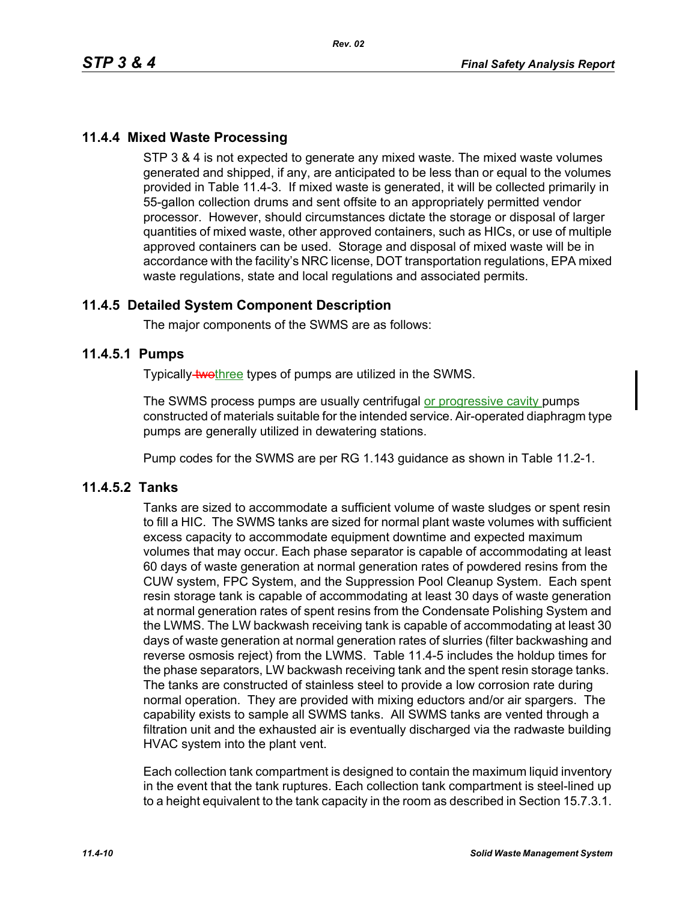## 11.4.4 Mixed Waste Processing

STP 3 & 4 is not expected to generate any mixed waste. The mixed waste volumes generated and shipped, if any, are anticipated to be less than or equal to the volumes provided in Table 11.4-3. If mixed waste is generated, it will be collected primarily in 55-gallon collection drums and sent offsite to an appropriately permitted vendor processor. However, should circumstances dictate the storage or disposal of larger quantities of mixed waste, other approved containers, such as HICs, or use of multiple approved containers can be used. Storage and disposal of mixed waste will be in accordance with the facility's NRC license, DOT transportation regulations, EPA mixed waste regulations, state and local regulations and associated permits.

## 11.4.5 Detailed System Component Description

The major components of the SWMS are as follows:

### 11.4.5.1 Pumps

Typically ~~two~~three types of pumps are utilized in the SWMS.

The SWMS process pumps are usually centrifugal or progressive cavity pumps constructed of materials suitable for the intended service. Air-operated diaphragm type pumps are generally utilized in dewatering stations.

Pump codes for the SWMS are per RG 1.143 guidance as shown in Table 11.2-1.

### 11.4.5.2 Tanks

Tanks are sized to accommodate a sufficient volume of waste sludges or spent resin to fill a HIC. The SWMS tanks are sized for normal plant waste volumes with sufficient excess capacity to accommodate equipment downtime and expected maximum volumes that may occur. Each phase separator is capable of accommodating at least 60 days of waste generation at normal generation rates of powdered resins from the CUW system, FPC System, and the Suppression Pool Cleanup System. Each spent resin storage tank is capable of accommodating at least 30 days of waste generation at normal generation rates of spent resins from the Condensate Polishing System and the LWMS. The LW backwash receiving tank is capable of accommodating at least 30 days of waste generation at normal generation rates of slurries (filter backwashing and reverse osmosis reject) from the LWMS. Table 11.4-5 includes the holdup times for the phase separators, LW backwash receiving tank and the spent resin storage tanks. The tanks are constructed of stainless steel to provide a low corrosion rate during normal operation. They are provided with mixing eductors and/or air spargers. The capability exists to sample all SWMS tanks. All SWMS tanks are vented through a filtration unit and the exhausted air is eventually discharged via the radwaste building HVAC system into the plant vent.

Each collection tank compartment is designed to contain the maximum liquid inventory in the event that the tank ruptures. Each collection tank compartment is steel-lined up to a height equivalent to the tank capacity in the room as described in Section 15.7.3.1.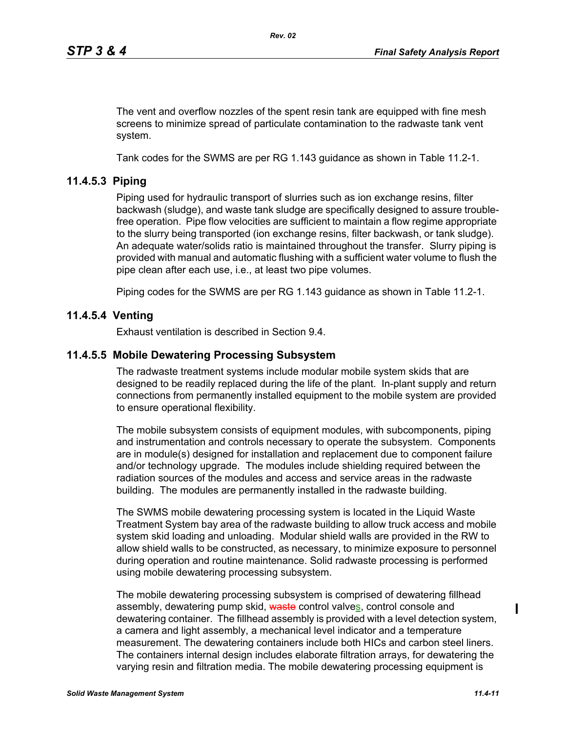The vent and overflow nozzles of the spent resin tank are equipped with fine mesh screens to minimize spread of particulate contamination to the radwaste tank vent system.

Tank codes for the SWMS are per RG 1.143 guidance as shown in Table 11.2-1.

### 11.4.5.3 Piping

Piping used for hydraulic transport of slurries such as ion exchange resins, filter backwash (sludge), and waste tank sludge are specifically designed to assure trouble-free operation. Pipe flow velocities are sufficient to maintain a flow regime appropriate to the slurry being transported (ion exchange resins, filter backwash, or tank sludge). An adequate water/solids ratio is maintained throughout the transfer. Slurry piping is provided with manual and automatic flushing with a sufficient water volume to flush the pipe clean after each use, i.e., at least two pipe volumes.

Piping codes for the SWMS are per RG 1.143 guidance as shown in Table 11.2-1.

### 11.4.5.4 Venting

Exhaust ventilation is described in Section 9.4.

### 11.4.5.5 Mobile Dewatering Processing Subsystem

The radwaste treatment systems include modular mobile system skids that are designed to be readily replaced during the life of the plant. In-plant supply and return connections from permanently installed equipment to the mobile system are provided to ensure operational flexibility.

The mobile subsystem consists of equipment modules, with subcomponents, piping and instrumentation and controls necessary to operate the subsystem. Components are in module(s) designed for installation and replacement due to component failure and/or technology upgrade. The modules include shielding required between the radiation sources of the modules and access and service areas in the radwaste building. The modules are permanently installed in the radwaste building.

The SWMS mobile dewatering processing system is located in the Liquid Waste Treatment System bay area of the radwaste building to allow truck access and mobile system skid loading and unloading. Modular shield walls are provided in the RW to allow shield walls to be constructed, as necessary, to minimize exposure to personnel during operation and routine maintenance. Solid radwaste processing is performed using mobile dewatering processing subsystem.

The mobile dewatering processing subsystem is comprised of dewatering fillhead assembly, dewatering pump skid, ~~waste~~ control valves, control console and dewatering container. The fillhead assembly is provided with a level detection system, a camera and light assembly, a mechanical level indicator and a temperature measurement. The dewatering containers include both HICs and carbon steel liners. The containers internal design includes elaborate filtration arrays, for dewatering the varying resin and filtration media. The mobile dewatering processing equipment is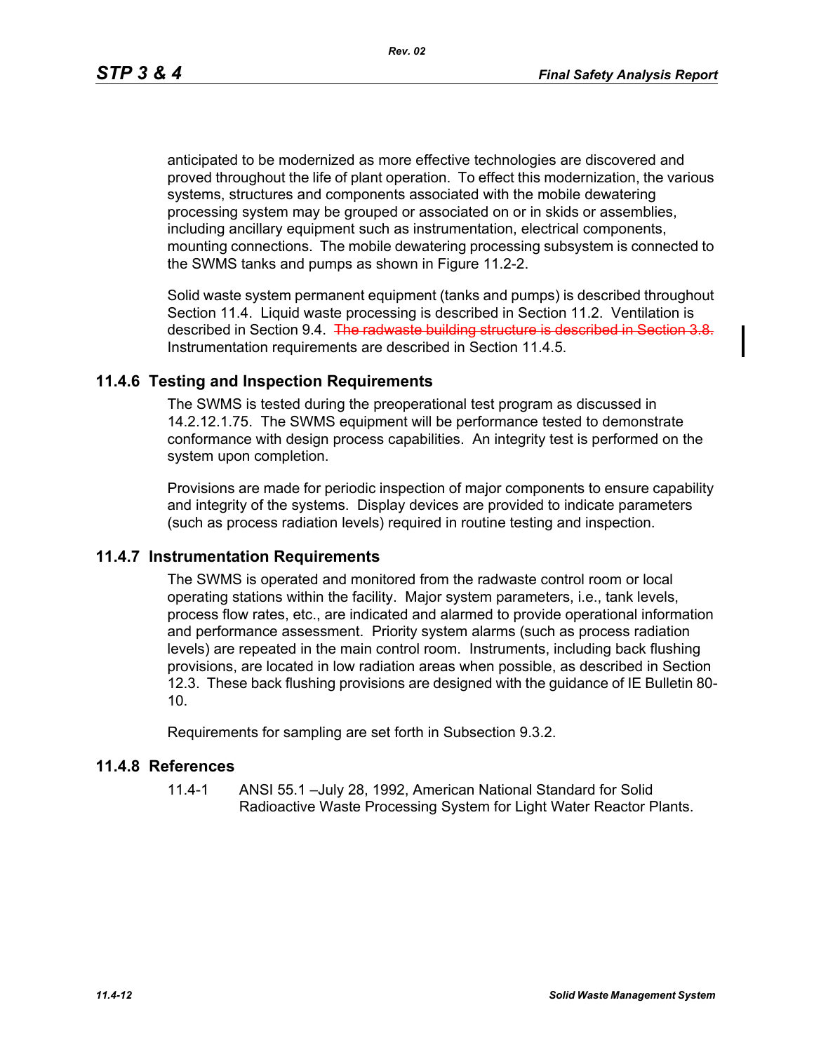anticipated to be modernized as more effective technologies are discovered and proved throughout the life of plant operation. To effect this modernization, the various systems, structures and components associated with the mobile dewatering processing system may be grouped or associated on or in skids or assemblies, including ancillary equipment such as instrumentation, electrical components, mounting connections. The mobile dewatering processing subsystem is connected to the SWMS tanks and pumps as shown in Figure 11.2-2.

Solid waste system permanent equipment (tanks and pumps) is described throughout Section 11.4. Liquid waste processing is described in Section 11.2. Ventilation is described in Section 9.4. ~~The radwaste building structure is described in Section 3.8.~~ Instrumentation requirements are described in Section 11.4.5.

## 11.4.6 Testing and Inspection Requirements

The SWMS is tested during the preoperational test program as discussed in 14.2.12.1.75. The SWMS equipment will be performance tested to demonstrate conformance with design process capabilities. An integrity test is performed on the system upon completion.

Provisions are made for periodic inspection of major components to ensure capability and integrity of the systems. Display devices are provided to indicate parameters (such as process radiation levels) required in routine testing and inspection.

## 11.4.7 Instrumentation Requirements

The SWMS is operated and monitored from the radwaste control room or local operating stations within the facility. Major system parameters, i.e., tank levels, process flow rates, etc., are indicated and alarmed to provide operational information and performance assessment. Priority system alarms (such as process radiation levels) are repeated in the main control room. Instruments, including back flushing provisions, are located in low radiation areas when possible, as described in Section 12.3. These back flushing provisions are designed with the guidance of IE Bulletin 80-10.

Requirements for sampling are set forth in Subsection 9.3.2.

## 11.4.8 References

11.4-1 ANSI 55.1 –July 28, 1992, American National Standard for Solid Radioactive Waste Processing System for Light Water Reactor Plants.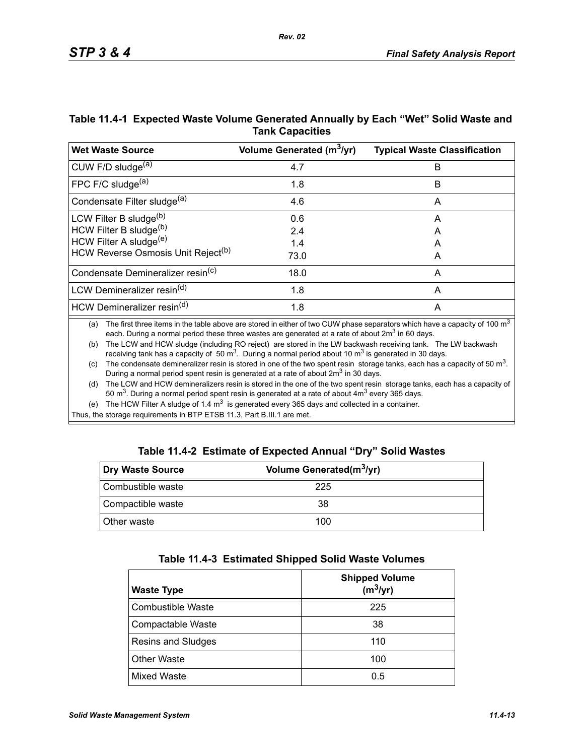### Table 11.4-1 Expected Waste Volume Generated Annually by Each "Wet" Solid Waste and Tank Capacities

| Wet Waste Source | Volume Generated ($m^3$/yr) | Typical Waste Classification |
|---|---|---|
| CUW F/D sludge[(a)] | 4.7 | B |
| FPC F/C sludge[(a)] | 1.8 | B |
| Condensate Filter sludge[(a)] | 4.6 | A |
| LCW Filter B sludge[(b)] | 0.6 | A |
| HCW Filter B sludge[(b)] | 2.4 | A |
| HCW Filter A sludge[(e)] | 1.4 | A |
| HCW Reverse Osmosis Unit Reject[(b)] | 73.0 | A |
| Condensate Demineralizer resin[(c)] | 18.0 | A |
| LCW Demineralizer resin[(d)] | 1.8 | A |
| HCW Demineralizer resin[(d)] | 1.8 | A |

(a) The first three items in the table above are stored in either of two CUW phase separators which have a capacity of 100 $m^3$ each. During a normal period these three wastes are generated at a rate of about 2$m^3$ in 60 days.

(b) The LCW and HCW sludge (including RO reject) are stored in the LW backwash receiving tank. The LW backwash receiving tank has a capacity of 50 $m^3$. During a normal period about 10 $m^3$ is generated in 30 days.

(c) The condensate demineralizer resin is stored in one of the two spent resin storage tanks, each has a capacity of 50 $m^3$. During a normal period spent resin is generated at a rate of about 2$m^3$ in 30 days.

(d) The LCW and HCW demineralizers resin is stored in the one of the two spent resin storage tanks, each has a capacity of 50 $m^3$. During a normal period spent resin is generated at a rate of about 4$m^3$ every 365 days.

(e) The HCW Filter A sludge of 1.4 $m^3$ is generated every 365 days and collected in a container.

Thus, the storage requirements in BTP ETSB 11.3, Part B.III.1 are met.

### Table 11.4-2 Estimate of Expected Annual "Dry" Solid Wastes

| Dry Waste Source | Volume Generated($m^3$/yr) |
|---|---|
| Combustible waste | 225 |
| Compactible waste | 38 |
| Other waste | 100 |

### Table 11.4-3 Estimated Shipped Solid Waste Volumes

| Waste Type | Shipped Volume ($m^3$/yr) |
|---|---|
| Combustible Waste | 225 |
| Compactable Waste | 38 |
| Resins and Sludges | 110 |
| Other Waste | 100 |
| Mixed Waste | 0.5 |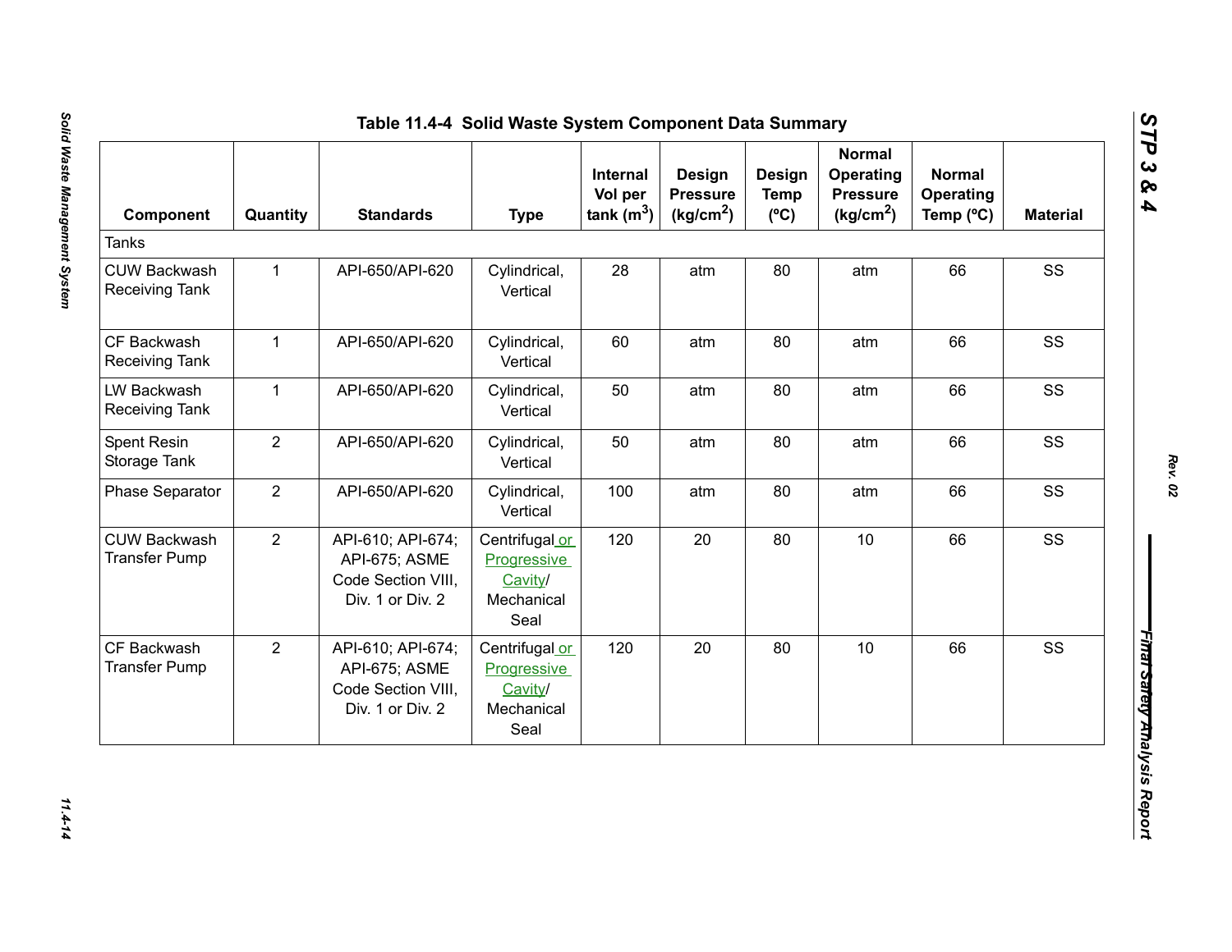## Table 11.4-4 Solid Waste System Component Data Summary

| Component | Quantity | Standards | Type | Internal Vol per tank ($m^3$) | Design Pressure ($kg/cm^2$) | Design Temp (ºC) | Normal Operating Pressure ($kg/cm^2$) | Normal Operating Temp (ºC) | Material |
|---|---|---|---|---|---|---|---|---|---|
| Tanks | | | | | | | | | |
| CUW Backwash Receiving Tank | 1 | API-650/API-620 | Cylindrical, Vertical | 28 | atm | 80 | atm | 66 | SS |
| CF Backwash Receiving Tank | 1 | API-650/API-620 | Cylindrical, Vertical | 60 | atm | 80 | atm | 66 | SS |
| LW Backwash Receiving Tank | 1 | API-650/API-620 | Cylindrical, Vertical | 50 | atm | 80 | atm | 66 | SS |
| Spent Resin Storage Tank | 2 | API-650/API-620 | Cylindrical, Vertical | 50 | atm | 80 | atm | 66 | SS |
| Phase Separator | 2 | API-650/API-620 | Cylindrical, Vertical | 100 | atm | 80 | atm | 66 | SS |
| CUW Backwash Transfer Pump | 2 | API-610; API-674; API-675; ASME Code Section VIII, Div. 1 or Div. 2 | Centrifugal or Progressive Cavity/ Mechanical Seal | 120 | 20 | 80 | 10 | 66 | SS |
| CF Backwash Transfer Pump | 2 | API-610; API-674; API-675; ASME Code Section VIII, Div. 1 or Div. 2 | Centrifugal or Progressive Cavity/ Mechanical Seal | 120 | 20 | 80 | 10 | 66 | SS |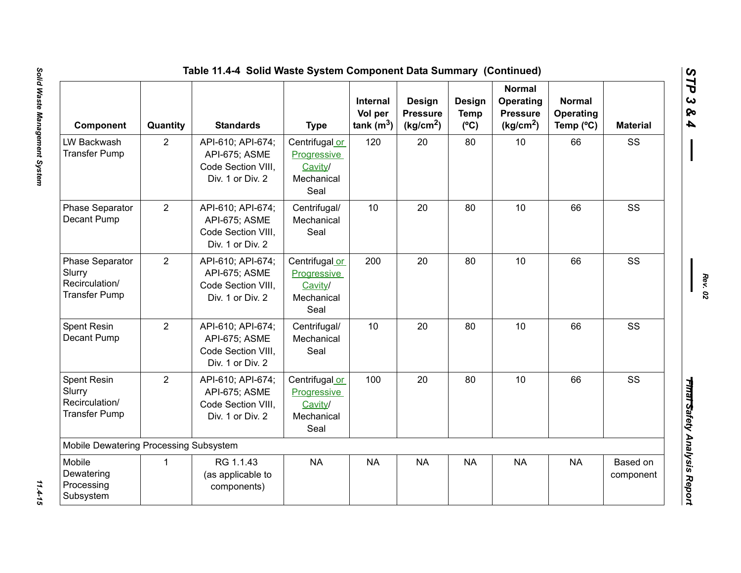## Table 11.4-4 Solid Waste System Component Data Summary (Continued)

| Component | Quantity | Standards | Type | Internal Vol per tank ($m^3$) | Design Pressure ($kg/cm^2$) | Design Temp (ºC) | Normal Operating Pressure ($kg/cm^2$) | Normal Operating Temp (ºC) | Material |
|---|---|---|---|---|---|---|---|---|---|
| LW Backwash Transfer Pump | 2 | API-610; API-674; API-675; ASME Code Section VIII, Div. 1 or Div. 2 | Centrifugal or Progressive Cavity/ Mechanical Seal | 120 | 20 | 80 | 10 | 66 | SS |
| Phase Separator Decant Pump | 2 | API-610; API-674; API-675; ASME Code Section VIII, Div. 1 or Div. 2 | Centrifugal/ Mechanical Seal | 10 | 20 | 80 | 10 | 66 | SS |
| Phase Separator Slurry Recirculation/ Transfer Pump | 2 | API-610; API-674; API-675; ASME Code Section VIII, Div. 1 or Div. 2 | Centrifugal or Progressive Cavity/ Mechanical Seal | 200 | 20 | 80 | 10 | 66 | SS |
| Spent Resin Decant Pump | 2 | API-610; API-674; API-675; ASME Code Section VIII, Div. 1 or Div. 2 | Centrifugal/ Mechanical Seal | 10 | 20 | 80 | 10 | 66 | SS |
| Spent Resin Slurry Recirculation/ Transfer Pump | 2 | API-610; API-674; API-675; ASME Code Section VIII, Div. 1 or Div. 2 | Centrifugal or Progressive Cavity/ Mechanical Seal | 100 | 20 | 80 | 10 | 66 | SS |
| Mobile Dewatering Processing Subsystem | | | | | | | | | |
| Mobile Dewatering Processing Subsystem | 1 | RG 1.1.43 (as applicable to components) | NA | NA | NA | NA | NA | NA | Based on component |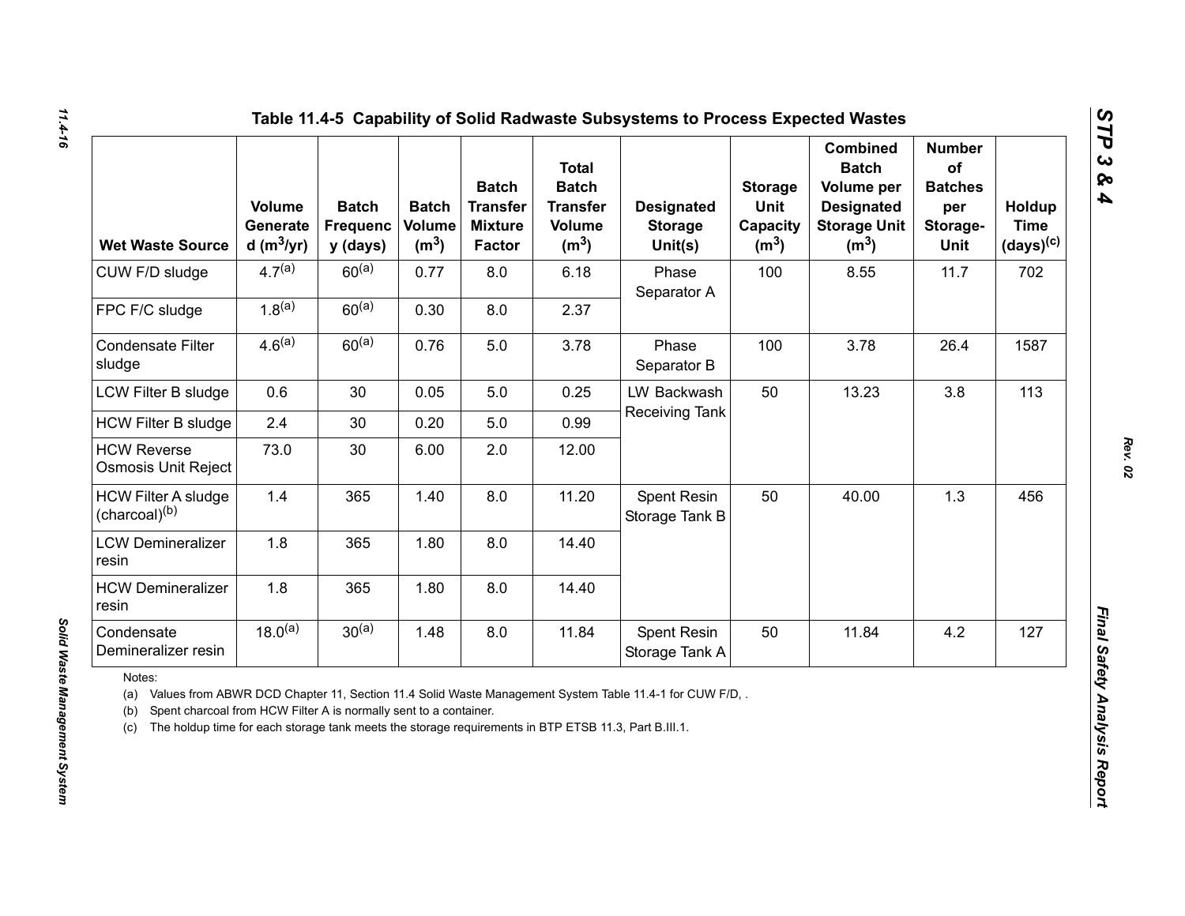## Table 11.4-5 Capability of Solid Radwaste Subsystems to Process Expected Wastes

| Wet Waste Source | Volume Generated ($m^3$/yr) | Batch Frequency (days) | Batch Volume ($m^3$) | Batch Transfer Mixture Factor | Total Batch Transfer Volume ($m^3$) | Designated Storage Unit(s) | Storage Unit Capacity ($m^3$) | Combined Batch Volume per Designated Storage Unit ($m^3$) | Number of Batches per Storage-Unit | Holdup Time (days)[c] |
|---|---|---|---|---|---|---|---|---|---|---|
| CUW F/D sludge | 4.7[a] | 60[a] | 0.77 | 8.0 | 6.18 | Phase Separator A | 100 | 8.55 | 11.7 | 702 |
| FPC F/C sludge | 1.8[a] | 60[a] | 0.30 | 8.0 | 2.37 | | | | | |
| Condensate Filter sludge | 4.6[a] | 60[a] | 0.76 | 5.0 | 3.78 | Phase Separator B | 100 | 3.78 | 26.4 | 1587 |
| LCW Filter B sludge | 0.6 | 30 | 0.05 | 5.0 | 0.25 | LW Backwash Receiving Tank | 50 | 13.23 | 3.8 | 113 |
| HCW Filter B sludge | 2.4 | 30 | 0.20 | 5.0 | 0.99 | | | | | |
| HCW Reverse Osmosis Unit Reject | 73.0 | 30 | 6.00 | 2.0 | 12.00 | | | | | |
| HCW Filter A sludge (charcoal)[b] | 1.4 | 365 | 1.40 | 8.0 | 11.20 | Spent Resin Storage Tank B | 50 | 40.00 | 1.3 | 456 |
| LCW Demineralizer resin | 1.8 | 365 | 1.80 | 8.0 | 14.40 | | | | | |
| HCW Demineralizer resin | 1.8 | 365 | 1.80 | 8.0 | 14.40 | | | | | |
| Condensate Demineralizer resin | 18.0[a] | 30[a] | 1.48 | 8.0 | 11.84 | Spent Resin Storage Tank A | 50 | 11.84 | 4.2 | 127 |

Notes:

(a) Values from ABWR DCD Chapter 11, Section 11.4 Solid Waste Management System Table 11.4-1 for CUW F/D, .

(b) Spent charcoal from HCW Filter A is normally sent to a container.

(c) The holdup time for each storage tank meets the storage requirements in BTP ETSB 11.3, Part B.III.1.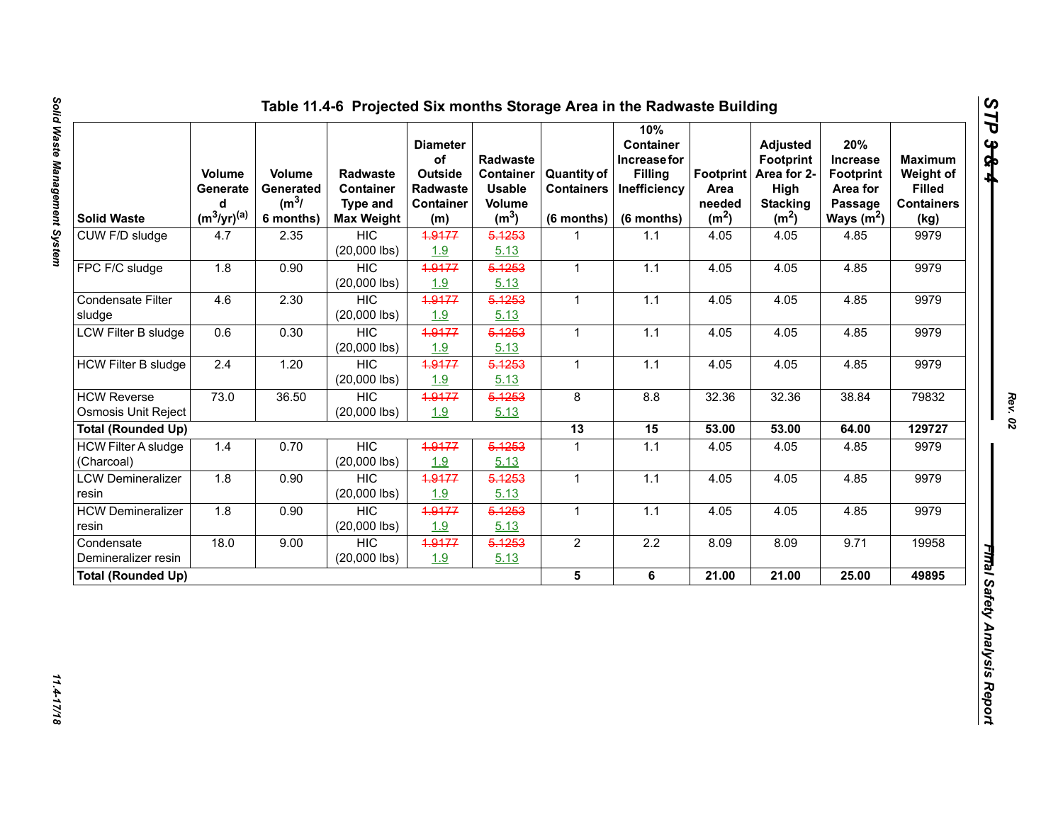## Table 11.4-6 Projected Six months Storage Area in the Radwaste Building

| Solid Waste | Volume Generated ($m^3$/yr)[(a)] | Volume Generated ($m^3$/ 6 months) | Radwaste Container Type and Max Weight | Diameter of Outside Radwaste Container (m) | Radwaste Container Usable Volume ($m^3$) | Quantity of Containers (6 months) | 10% Container Increase for Filling Inefficiency (6 months) | Footprint Area needed ($m^2$) | Adjusted Footprint Area for 2-High Stacking ($m^2$) | 20% Increase Footprint Area for Passage Ways ($m^2$) | Maximum Weight of Filled Containers (kg) |
|---|---|---|---|---|---|---|---|---|---|---|---|
| CUW F/D sludge | 4.7 | 2.35 | HIC (20,000 lbs) | ~~1.9177~~ 1.9 | ~~5.1253~~ 5.13 | 1 | 1.1 | 4.05 | 4.05 | 4.85 | 9979 |
| FPC F/C sludge | 1.8 | 0.90 | HIC (20,000 lbs) | ~~1.9177~~ 1.9 | ~~5.1253~~ 5.13 | 1 | 1.1 | 4.05 | 4.05 | 4.85 | 9979 |
| Condensate Filter sludge | 4.6 | 2.30 | HIC (20,000 lbs) | ~~1.9177~~ 1.9 | ~~5.1253~~ 5.13 | 1 | 1.1 | 4.05 | 4.05 | 4.85 | 9979 |
| LCW Filter B sludge | 0.6 | 0.30 | HIC (20,000 lbs) | ~~1.9177~~ 1.9 | ~~5.1253~~ 5.13 | 1 | 1.1 | 4.05 | 4.05 | 4.85 | 9979 |
| HCW Filter B sludge | 2.4 | 1.20 | HIC (20,000 lbs) | ~~1.9177~~ 1.9 | ~~5.1253~~ 5.13 | 1 | 1.1 | 4.05 | 4.05 | 4.85 | 9979 |
| HCW Reverse Osmosis Unit Reject | 73.0 | 36.50 | HIC (20,000 lbs) | ~~1.9177~~ 1.9 | ~~5.1253~~ 5.13 | 8 | 8.8 | 32.36 | 32.36 | 38.84 | 79832 |
| **Total (Rounded Up)** | | | | | | **13** | **15** | **53.00** | **53.00** | **64.00** | **129727** |
| HCW Filter A sludge (Charcoal) | 1.4 | 0.70 | HIC (20,000 lbs) | ~~1.9177~~ 1.9 | ~~5.1253~~ 5.13 | 1 | 1.1 | 4.05 | 4.05 | 4.85 | 9979 |
| LCW Demineralizer resin | 1.8 | 0.90 | HIC (20,000 lbs) | ~~1.9177~~ 1.9 | ~~5.1253~~ 5.13 | 1 | 1.1 | 4.05 | 4.05 | 4.85 | 9979 |
| HCW Demineralizer resin | 1.8 | 0.90 | HIC (20,000 lbs) | ~~1.9177~~ 1.9 | ~~5.1253~~ 5.13 | 1 | 1.1 | 4.05 | 4.05 | 4.85 | 9979 |
| Condensate Demineralizer resin | 18.0 | 9.00 | HIC (20,000 lbs) | ~~1.9177~~ 1.9 | ~~5.1253~~ 5.13 | 2 | 2.2 | 8.09 | 8.09 | 9.71 | 19958 |
| **Total (Rounded Up)** | | | | | | **5** | **6** | **21.00** | **21.00** | **25.00** | **49895** |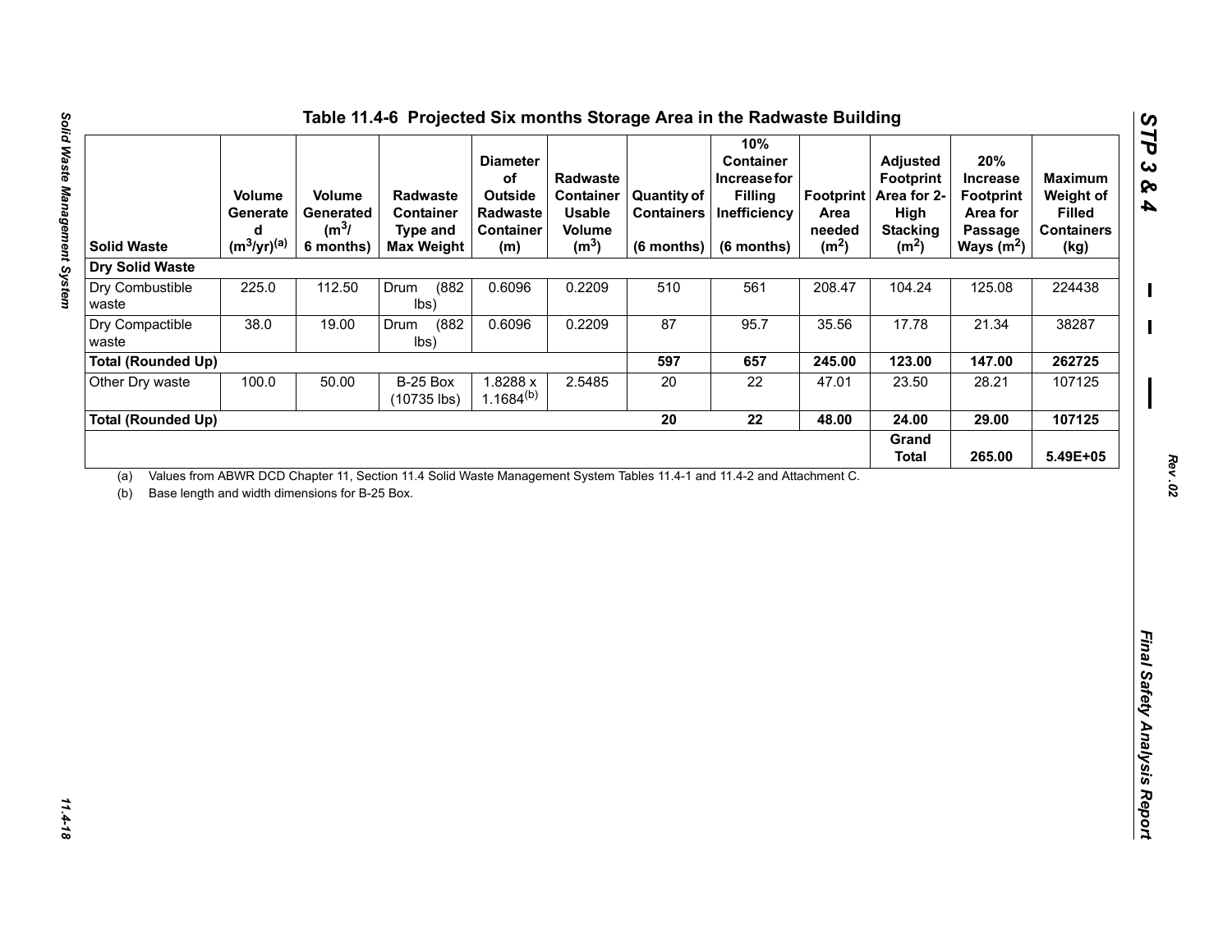# Table 11.4-6 Projected Six months Storage Area in the Radwaste Building

| Solid Waste | Volume Generated ($m^3$/yr)[(a)] | Volume Generated ($m^3$/ 6 months) | Radwaste Container Type and Max Weight | Diameter of Outside Radwaste Container (m) | Radwaste Container Usable Volume ($m^3$) | Quantity of Containers (6 months) | 10% Container Increase for Filling Inefficiency (6 months) | Footprint Area needed ($m^2$) | Adjusted Footprint Area for 2-High Stacking ($m^2$) | 20% Increase Footprint Area for Passage Ways ($m^2$) | Maximum Weight of Filled Containers (kg) |
|---|---|---|---|---|---|---|---|---|---|---|---|
| **Dry Solid Waste** | | | | | | | | | | | |
| Dry Combustible waste | 225.0 | 112.50 | Drum (882 lbs) | 0.6096 | 0.2209 | 510 | 561 | 208.47 | 104.24 | 125.08 | 224438 |
| Dry Compactible waste | 38.0 | 19.00 | Drum (882 lbs) | 0.6096 | 0.2209 | 87 | 95.7 | 35.56 | 17.78 | 21.34 | 38287 |
| **Total (Rounded Up)** | | | | | | **597** | **657** | **245.00** | **123.00** | **147.00** | **262725** |
| Other Dry waste | 100.0 | 50.00 | B-25 Box (10735 lbs) | 1.8288 x 1.1684[(b)] | 2.5485 | 20 | 22 | 47.01 | 23.50 | 28.21 | 107125 |
| **Total (Rounded Up)** | | | | | | **20** | **22** | **48.00** | **24.00** | **29.00** | **107125** |
| | | | | | | | | | **Grand Total** | **265.00** | **5.49E+05** |

(a) Values from ABWR DCD Chapter 11, Section 11.4 Solid Waste Management System Tables 11.4-1 and 11.4-2 and Attachment C.

(b) Base length and width dimensions for B-25 Box.